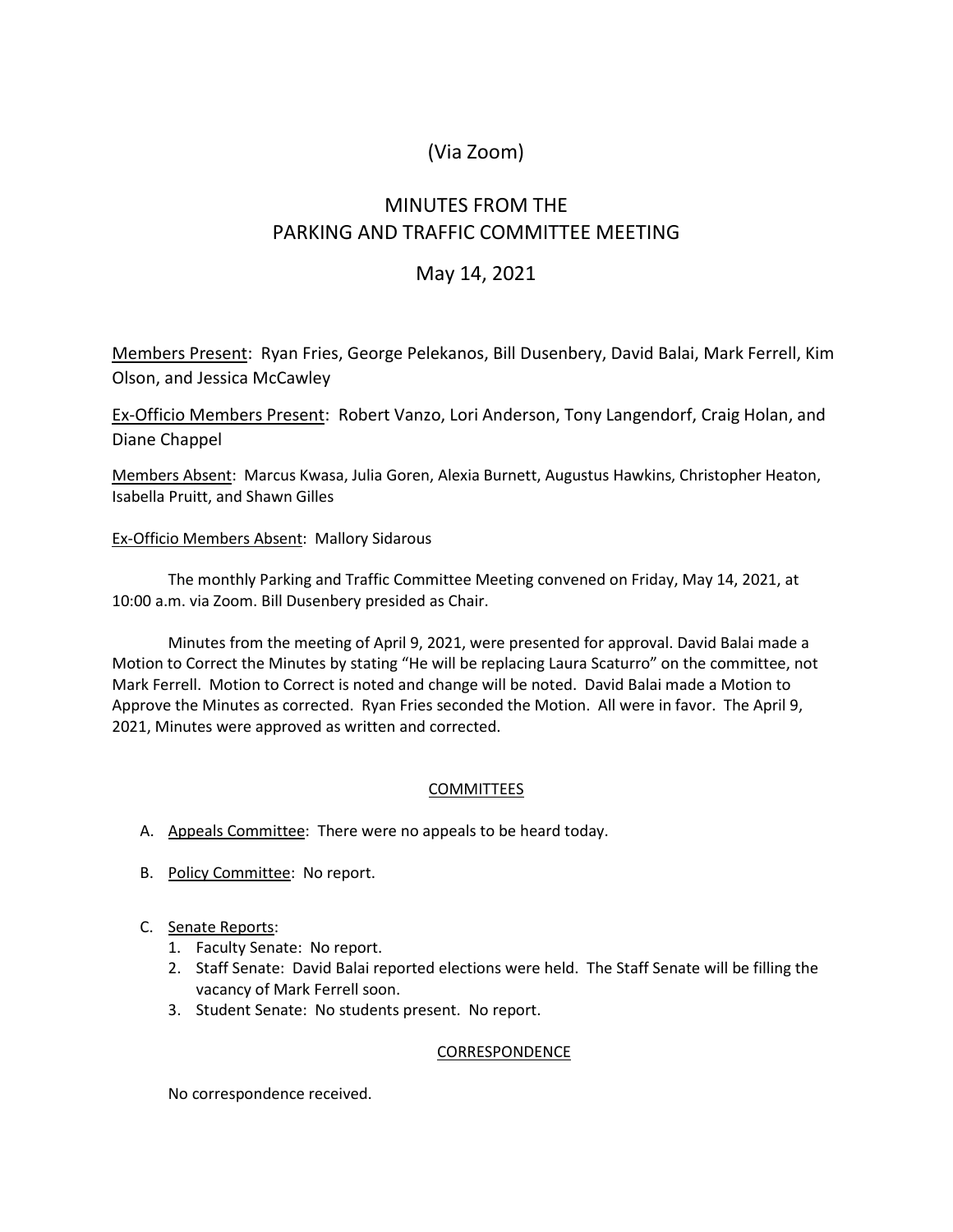(Via Zoom)

# MINUTES FROM THE PARKING AND TRAFFIC COMMITTEE MEETING

May 14, 2021

Members Present: Ryan Fries, George Pelekanos, Bill Dusenbery, David Balai, Mark Ferrell, Kim Olson, and Jessica McCawley

Ex-Officio Members Present: Robert Vanzo, Lori Anderson, Tony Langendorf, Craig Holan, and Diane Chappel

Members Absent: Marcus Kwasa, Julia Goren, Alexia Burnett, Augustus Hawkins, Christopher Heaton, Isabella Pruitt, and Shawn Gilles

Ex-Officio Members Absent: Mallory Sidarous

The monthly Parking and Traffic Committee Meeting convened on Friday, May 14, 2021, at 10:00 a.m. via Zoom. Bill Dusenbery presided as Chair.

Minutes from the meeting of April 9, 2021, were presented for approval. David Balai made a Motion to Correct the Minutes by stating "He will be replacing Laura Scaturro" on the committee, not Mark Ferrell. Motion to Correct is noted and change will be noted. David Balai made a Motion to Approve the Minutes as corrected. Ryan Fries seconded the Motion. All were in favor. The April 9, 2021, Minutes were approved as written and corrected.

## COMMITTEES

A. Appeals Committee: There were no appeals to be heard today.

B. Policy Committee: No report.

C. Senate Reports:
   1. Faculty Senate: No report.
   2. Staff Senate: David Balai reported elections were held. The Staff Senate will be filling the vacancy of Mark Ferrell soon.
   3. Student Senate: No students present. No report.

## CORRESPONDENCE

No correspondence received.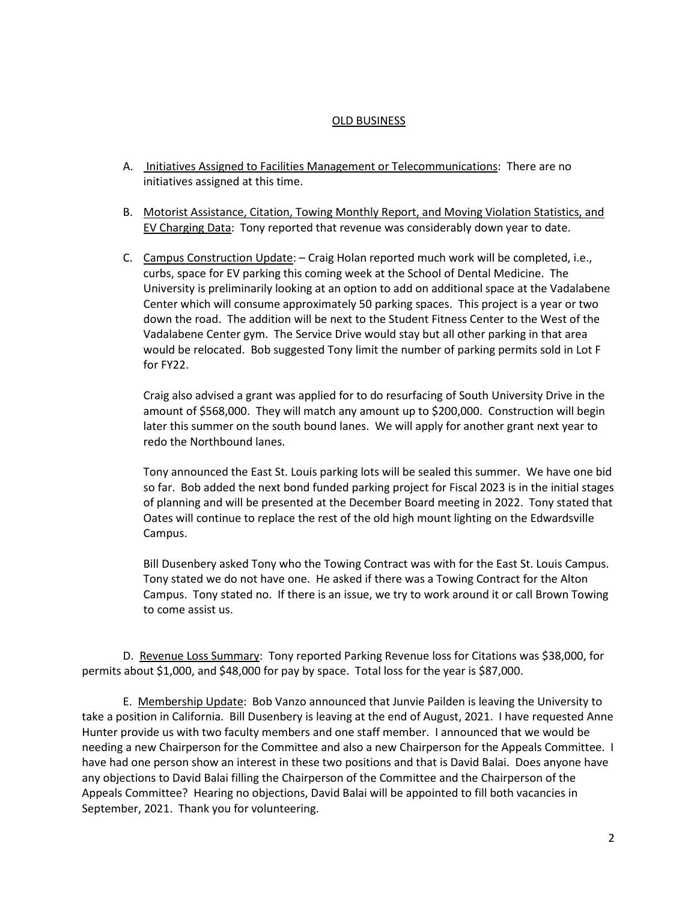## OLD BUSINESS

A. Initiatives Assigned to Facilities Management or Telecommunications: There are no initiatives assigned at this time.

B. Motorist Assistance, Citation, Towing Monthly Report, and Moving Violation Statistics, and EV Charging Data: Tony reported that revenue was considerably down year to date.

C. Campus Construction Update: – Craig Holan reported much work will be completed, i.e., curbs, space for EV parking this coming week at the School of Dental Medicine. The University is preliminarily looking at an option to add on additional space at the Vadalabene Center which will consume approximately 50 parking spaces. This project is a year or two down the road. The addition will be next to the Student Fitness Center to the West of the Vadalabene Center gym. The Service Drive would stay but all other parking in that area would be relocated. Bob suggested Tony limit the number of parking permits sold in Lot F for FY22.

   Craig also advised a grant was applied for to do resurfacing of South University Drive in the amount of $568,000. They will match any amount up to $200,000. Construction will begin later this summer on the south bound lanes. We will apply for another grant next year to redo the Northbound lanes.

   Tony announced the East St. Louis parking lots will be sealed this summer. We have one bid so far. Bob added the next bond funded parking project for Fiscal 2023 is in the initial stages of planning and will be presented at the December Board meeting in 2022. Tony stated that Oates will continue to replace the rest of the old high mount lighting on the Edwardsville Campus.

   Bill Dusenbery asked Tony who the Towing Contract was with for the East St. Louis Campus. Tony stated we do not have one. He asked if there was a Towing Contract for the Alton Campus. Tony stated no. If there is an issue, we try to work around it or call Brown Towing to come assist us.

D. Revenue Loss Summary: Tony reported Parking Revenue loss for Citations was $38,000, for permits about $1,000, and $48,000 for pay by space. Total loss for the year is $87,000.

E. Membership Update: Bob Vanzo announced that Junvie Pailden is leaving the University to take a position in California. Bill Dusenbery is leaving at the end of August, 2021. I have requested Anne Hunter provide us with two faculty members and one staff member. I announced that we would be needing a new Chairperson for the Committee and also a new Chairperson for the Appeals Committee. I have had one person show an interest in these two positions and that is David Balai. Does anyone have any objections to David Balai filling the Chairperson of the Committee and the Chairperson of the Appeals Committee? Hearing no objections, David Balai will be appointed to fill both vacancies in September, 2021. Thank you for volunteering.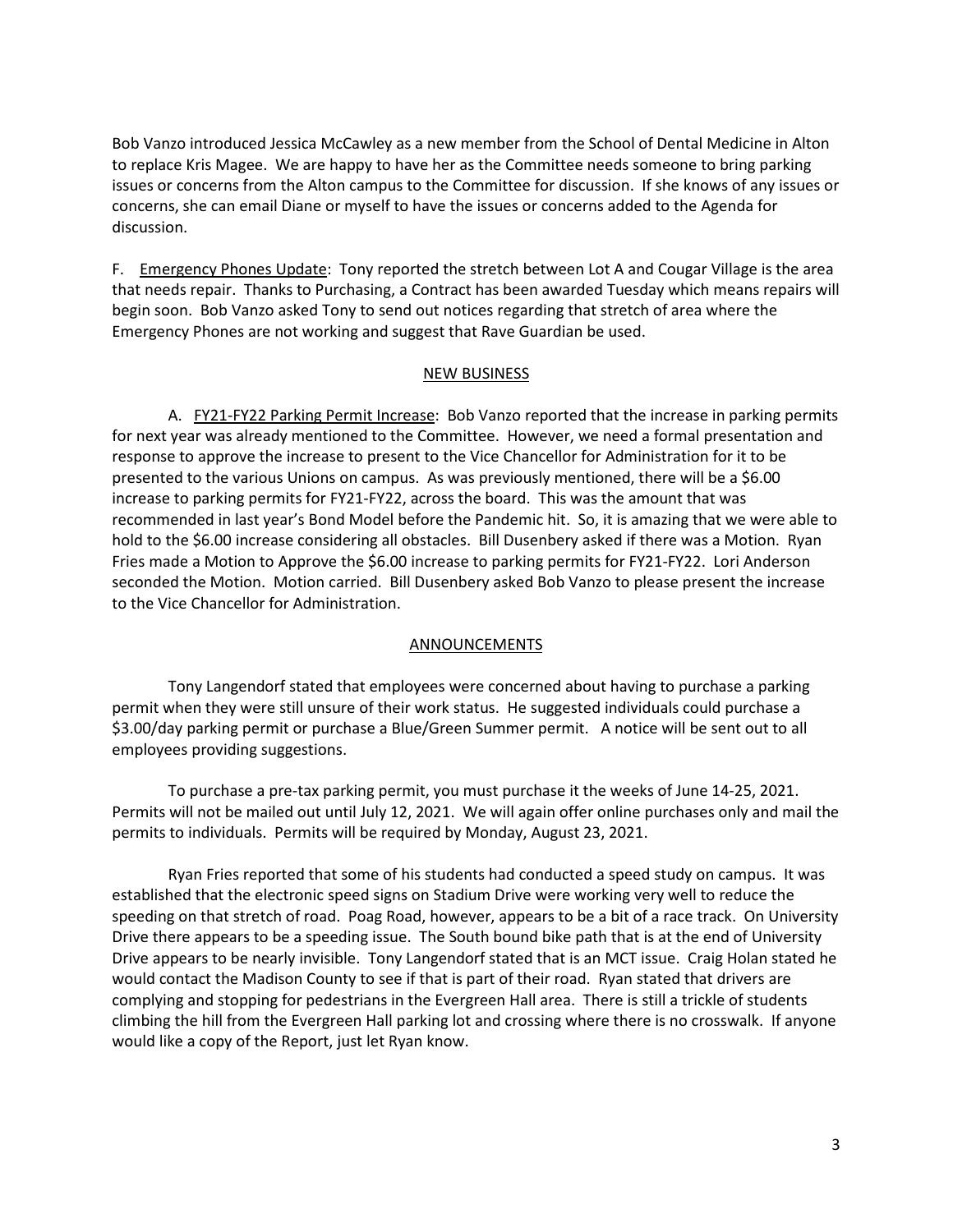Bob Vanzo introduced Jessica McCawley as a new member from the School of Dental Medicine in Alton to replace Kris Magee. We are happy to have her as the Committee needs someone to bring parking issues or concerns from the Alton campus to the Committee for discussion. If she knows of any issues or concerns, she can email Diane or myself to have the issues or concerns added to the Agenda for discussion.

F. Emergency Phones Update: Tony reported the stretch between Lot A and Cougar Village is the area that needs repair. Thanks to Purchasing, a Contract has been awarded Tuesday which means repairs will begin soon. Bob Vanzo asked Tony to send out notices regarding that stretch of area where the Emergency Phones are not working and suggest that Rave Guardian be used.

## NEW BUSINESS

A. FY21-FY22 Parking Permit Increase: Bob Vanzo reported that the increase in parking permits for next year was already mentioned to the Committee. However, we need a formal presentation and response to approve the increase to present to the Vice Chancellor for Administration for it to be presented to the various Unions on campus. As was previously mentioned, there will be a $6.00 increase to parking permits for FY21-FY22, across the board. This was the amount that was recommended in last year's Bond Model before the Pandemic hit. So, it is amazing that we were able to hold to the $6.00 increase considering all obstacles. Bill Dusenbery asked if there was a Motion. Ryan Fries made a Motion to Approve the $6.00 increase to parking permits for FY21-FY22. Lori Anderson seconded the Motion. Motion carried. Bill Dusenbery asked Bob Vanzo to please present the increase to the Vice Chancellor for Administration.

## ANNOUNCEMENTS

Tony Langendorf stated that employees were concerned about having to purchase a parking permit when they were still unsure of their work status. He suggested individuals could purchase a $3.00/day parking permit or purchase a Blue/Green Summer permit. A notice will be sent out to all employees providing suggestions.

To purchase a pre-tax parking permit, you must purchase it the weeks of June 14-25, 2021. Permits will not be mailed out until July 12, 2021. We will again offer online purchases only and mail the permits to individuals. Permits will be required by Monday, August 23, 2021.

Ryan Fries reported that some of his students had conducted a speed study on campus. It was established that the electronic speed signs on Stadium Drive were working very well to reduce the speeding on that stretch of road. Poag Road, however, appears to be a bit of a race track. On University Drive there appears to be a speeding issue. The South bound bike path that is at the end of University Drive appears to be nearly invisible. Tony Langendorf stated that is an MCT issue. Craig Holan stated he would contact the Madison County to see if that is part of their road. Ryan stated that drivers are complying and stopping for pedestrians in the Evergreen Hall area. There is still a trickle of students climbing the hill from the Evergreen Hall parking lot and crossing where there is no crosswalk. If anyone would like a copy of the Report, just let Ryan know.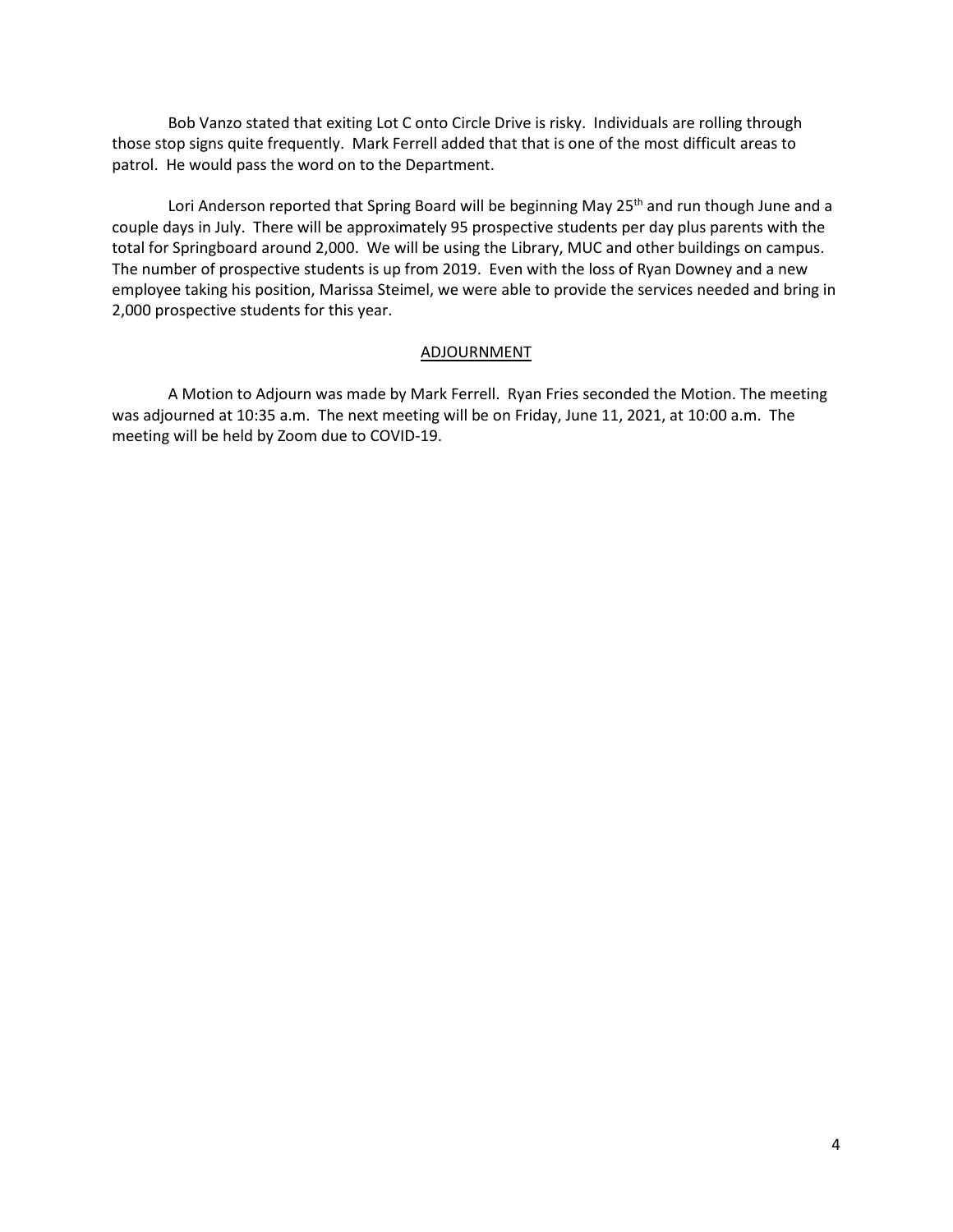Bob Vanzo stated that exiting Lot C onto Circle Drive is risky. Individuals are rolling through those stop signs quite frequently. Mark Ferrell added that that is one of the most difficult areas to patrol. He would pass the word on to the Department.

Lori Anderson reported that Spring Board will be beginning May 25th and run though June and a couple days in July. There will be approximately 95 prospective students per day plus parents with the total for Springboard around 2,000. We will be using the Library, MUC and other buildings on campus. The number of prospective students is up from 2019. Even with the loss of Ryan Downey and a new employee taking his position, Marissa Steimel, we were able to provide the services needed and bring in 2,000 prospective students for this year.

## ADJOURNMENT

A Motion to Adjourn was made by Mark Ferrell. Ryan Fries seconded the Motion. The meeting was adjourned at 10:35 a.m. The next meeting will be on Friday, June 11, 2021, at 10:00 a.m. The meeting will be held by Zoom due to COVID-19.